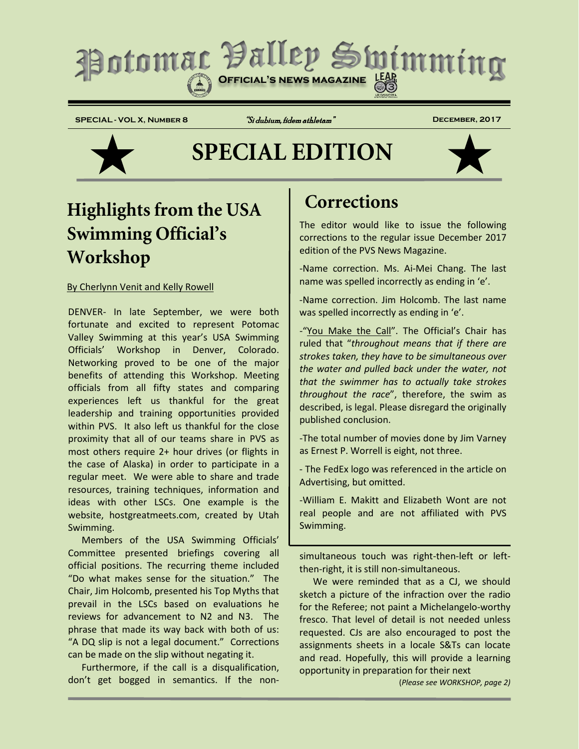# Potomac Valley Swimming

**Official's News Magazine**

SPECIAL - VOL X, Number 8 — *"Si dubium, fidem athletam"* — December, 2017

# ★ SPECIAL EDITION ★

## Highlights from the USA Swimming Official's Workshop

By Cherlynn Venit and Kelly Rowell

DENVER- In late September, we were both fortunate and excited to represent Potomac Valley Swimming at this year's USA Swimming Officials' Workshop in Denver, Colorado. Networking proved to be one of the major benefits of attending this Workshop. Meeting officials from all fifty states and comparing experiences left us thankful for the great leadership and training opportunities provided within PVS. It also left us thankful for the close proximity that all of our teams share in PVS as most others require 2+ hour drives (or flights in the case of Alaska) in order to participate in a regular meet. We were able to share and trade resources, training techniques, information and ideas with other LSCs. One example is the website, hostgreatmeets.com, created by Utah Swimming.

Members of the USA Swimming Officials' Committee presented briefings covering all official positions. The recurring theme included "Do what makes sense for the situation." The Chair, Jim Holcomb, presented his Top Myths that prevail in the LSCs based on evaluations he reviews for advancement to N2 and N3. The phrase that made its way back with both of us: "A DQ slip is not a legal document." Corrections can be made on the slip without negating it.

Furthermore, if the call is a disqualification, don't get bogged in semantics. If the non-simultaneous touch was right-then-left or left-then-right, it is still non-simultaneous.

We were reminded that as a CJ, we should sketch a picture of the infraction over the radio for the Referee; not paint a Michelangelo-worthy fresco. That level of detail is not needed unless requested. CJs are also encouraged to post the assignments sheets in a locale S&Ts can locate and read. Hopefully, this will provide a learning opportunity in preparation for their next

(*Please see WORKSHOP, page 2)*

## Corrections

The editor would like to issue the following corrections to the regular issue December 2017 edition of the PVS News Magazine.

-Name correction. Ms. Ai-Mei Chang. The last name was spelled incorrectly as ending in 'e'.

-Name correction. Jim Holcomb. The last name was spelled incorrectly as ending in 'e'.

-"You Make the Call". The Official's Chair has ruled that "*throughout means that if there are strokes taken, they have to be simultaneous over the water and pulled back under the water, not that the swimmer has to actually take strokes throughout the race*", therefore, the swim as described, is legal. Please disregard the originally published conclusion.

-The total number of movies done by Jim Varney as Ernest P. Worrell is eight, not three.

- The FedEx logo was referenced in the article on Advertising, but omitted.

-William E. Makitt and Elizabeth Wont are not real people and are not affiliated with PVS Swimming.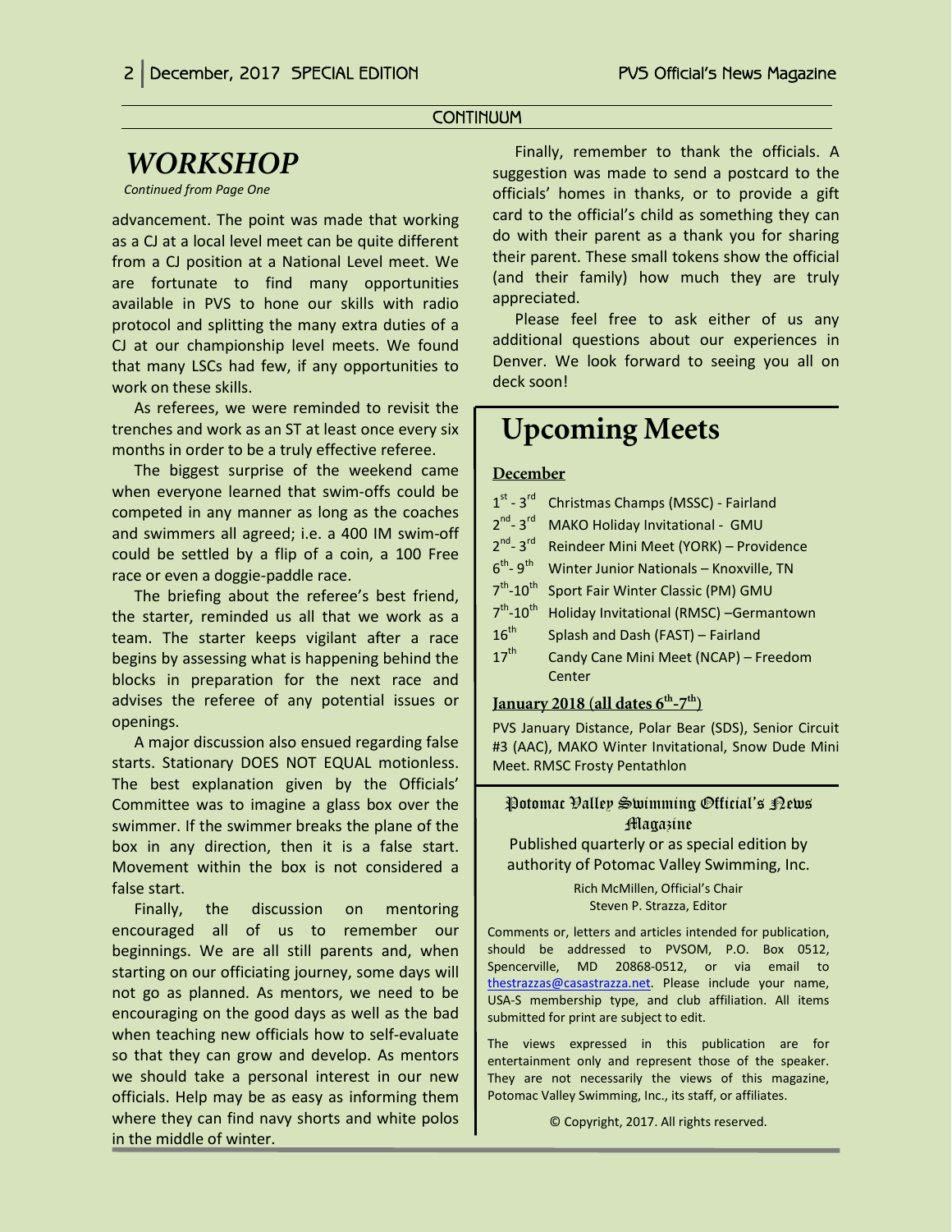CONTINUUM

# WORKSHOP

*Continued from Page One*

advancement. The point was made that working as a CJ at a local level meet can be quite different from a CJ position at a National Level meet. We are fortunate to find many opportunities available in PVS to hone our skills with radio protocol and splitting the many extra duties of a CJ at our championship level meets. We found that many LSCs had few, if any opportunities to work on these skills.

As referees, we were reminded to revisit the trenches and work as an ST at least once every six months in order to be a truly effective referee.

The biggest surprise of the weekend came when everyone learned that swim-offs could be competed in any manner as long as the coaches and swimmers all agreed; i.e. a 400 IM swim-off could be settled by a flip of a coin, a 100 Free race or even a doggie-paddle race.

The briefing about the referee's best friend, the starter, reminded us all that we work as a team. The starter keeps vigilant after a race begins by assessing what is happening behind the blocks in preparation for the next race and advises the referee of any potential issues or openings.

A major discussion also ensued regarding false starts. Stationary DOES NOT EQUAL motionless. The best explanation given by the Officials' Committee was to imagine a glass box over the swimmer. If the swimmer breaks the plane of the box in any direction, then it is a false start. Movement within the box is not considered a false start.

Finally, the discussion on mentoring encouraged all of us to remember our beginnings. We are all still parents and, when starting on our officiating journey, some days will not go as planned. As mentors, we need to be encouraging on the good days as well as the bad when teaching new officials how to self-evaluate so that they can grow and develop. As mentors we should take a personal interest in our new officials. Help may be as easy as informing them where they can find navy shorts and white polos in the middle of winter.

Finally, remember to thank the officials. A suggestion was made to send a postcard to the officials' homes in thanks, or to provide a gift card to the official's child as something they can do with their parent as a thank you for sharing their parent. These small tokens show the official (and their family) how much they are truly appreciated.

Please feel free to ask either of us any additional questions about our experiences in Denver. We look forward to seeing you all on deck soon!

# Upcoming Meets

## December

| | |
|---|---|
| 1st - 3rd | Christmas Champs (MSSC) - Fairland |
| 2nd - 3rd | MAKO Holiday Invitational - GMU |
| 2nd - 3rd | Reindeer Mini Meet (YORK) – Providence |
| 6th - 9th | Winter Junior Nationals – Knoxville, TN |
| 7th-10th | Sport Fair Winter Classic (PM) GMU |
| 7th-10th | Holiday Invitational (RMSC) –Germantown |
| 16th | Splash and Dash (FAST) – Fairland |
| 17th | Candy Cane Mini Meet (NCAP) – Freedom Center |

## January 2018 (all dates 6th-7th)

PVS January Distance, Polar Bear (SDS), Senior Circuit #3 (AAC), MAKO Winter Invitational, Snow Dude Mini Meet. RMSC Frosty Pentathlon

**Potomac Valley Swimming Official's News Magazine**

Published quarterly or as special edition by authority of Potomac Valley Swimming, Inc.

Rich McMillen, Official's Chair
Steven P. Strazza, Editor

Comments or, letters and articles intended for publication, should be addressed to PVSOM, P.O. Box 0512, Spencerville, MD 20868-0512, or via email to thestrazzas@casastrazza.net. Please include your name, USA-S membership type, and club affiliation. All items submitted for print are subject to edit.

The views expressed in this publication are for entertainment only and represent those of the speaker. They are not necessarily the views of this magazine, Potomac Valley Swimming, Inc., its staff, or affiliates.

© Copyright, 2017. All rights reserved.